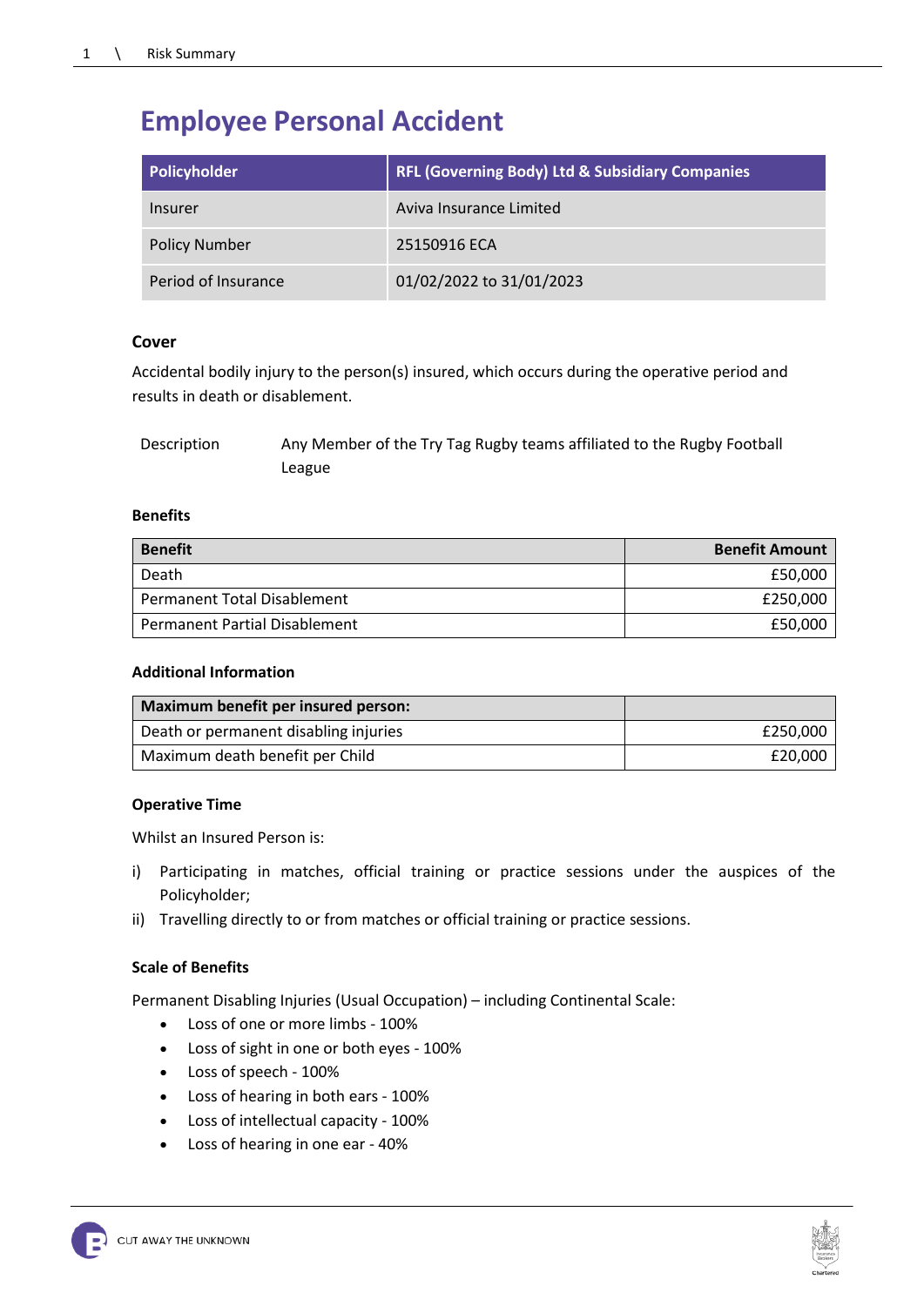# Employee Personal Accident

| Policyholder | RFL (Governing Body) Ltd & Subsidiary Companies |
|---|---|
| Insurer | Aviva Insurance Limited |
| Policy Number | 25150916 ECA |
| Period of Insurance | 01/02/2022 to 31/01/2023 |

### Cover

Accidental bodily injury to the person(s) insured, which occurs during the operative period and results in death or disablement.

| Description | Any Member of the Try Tag Rugby teams affiliated to the Rugby Football League |
|---|---|

### Benefits

| Benefit | Benefit Amount |
|---|---:|
| Death | £50,000 |
| Permanent Total Disablement | £250,000 |
| Permanent Partial Disablement | £50,000 |

### Additional Information

| Maximum benefit per insured person: | |
|---|---:|
| Death or permanent disabling injuries | £250,000 |
| Maximum death benefit per Child | £20,000 |

### Operative Time

Whilst an Insured Person is:

i) Participating in matches, official training or practice sessions under the auspices of the Policyholder;

ii) Travelling directly to or from matches or official training or practice sessions.

### Scale of Benefits

Permanent Disabling Injuries (Usual Occupation) – including Continental Scale:

- Loss of one or more limbs - 100%
- Loss of sight in one or both eyes - 100%
- Loss of speech - 100%
- Loss of hearing in both ears - 100%
- Loss of intellectual capacity - 100%
- Loss of hearing in one ear - 40%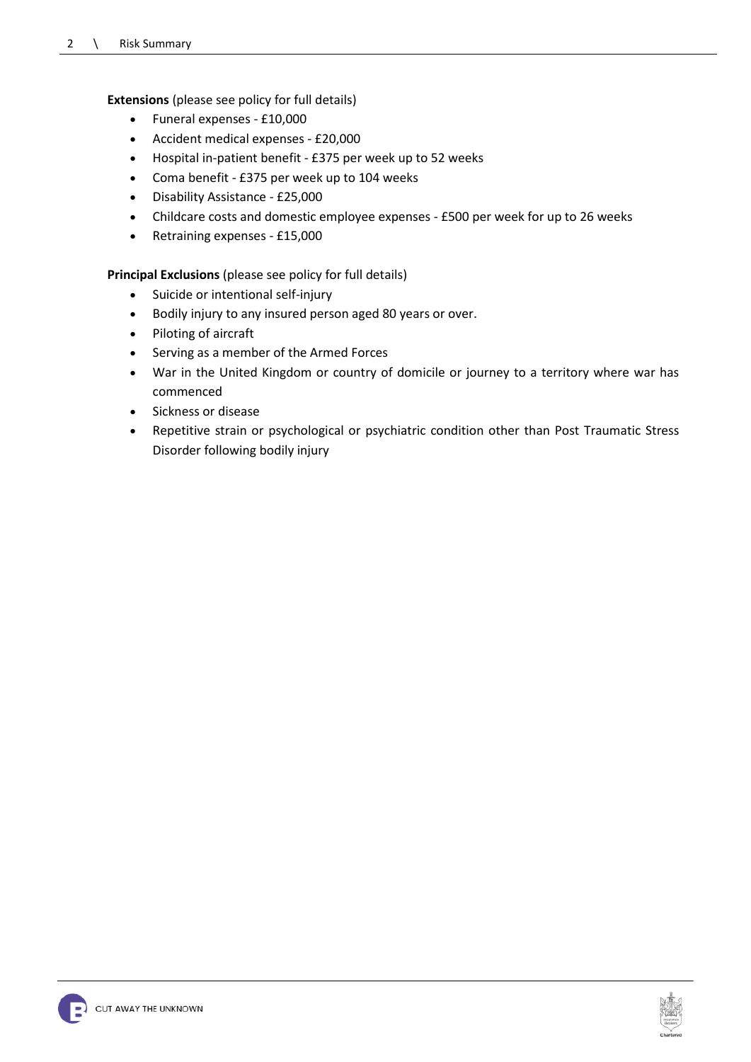**Extensions** (please see policy for full details)

- Funeral expenses - £10,000
- Accident medical expenses - £20,000
- Hospital in-patient benefit - £375 per week up to 52 weeks
- Coma benefit - £375 per week up to 104 weeks
- Disability Assistance - £25,000
- Childcare costs and domestic employee expenses - £500 per week for up to 26 weeks
- Retraining expenses - £15,000

**Principal Exclusions** (please see policy for full details)

- Suicide or intentional self-injury
- Bodily injury to any insured person aged 80 years or over.
- Piloting of aircraft
- Serving as a member of the Armed Forces
- War in the United Kingdom or country of domicile or journey to a territory where war has commenced
- Sickness or disease
- Repetitive strain or psychological or psychiatric condition other than Post Traumatic Stress Disorder following bodily injury